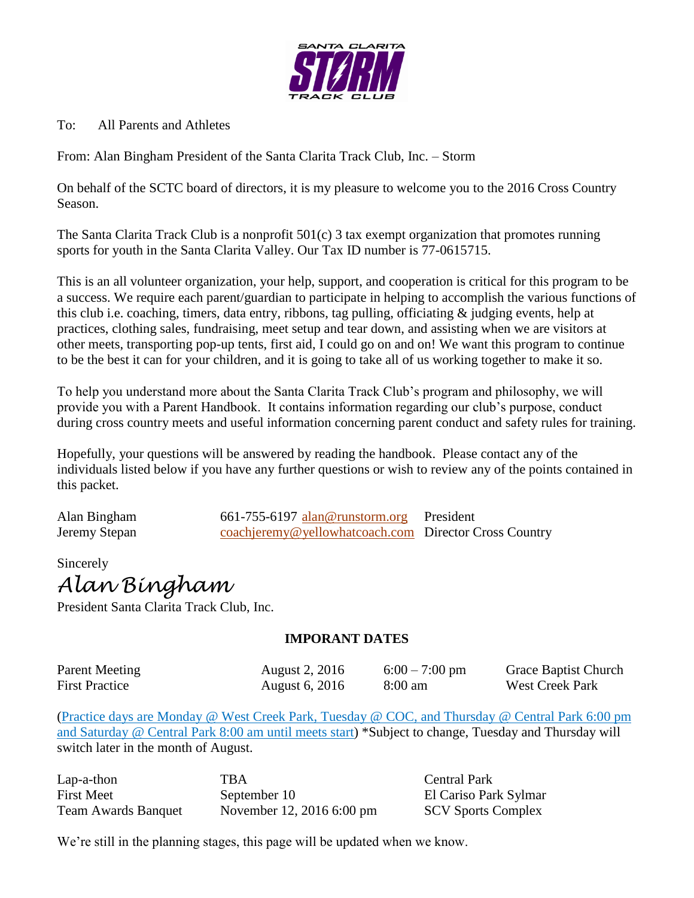SANTA CLARITA STORM TRACK CLUB

To: All Parents and Athletes

From: Alan Bingham President of the Santa Clarita Track Club, Inc. – Storm

On behalf of the SCTC board of directors, it is my pleasure to welcome you to the 2016 Cross Country Season.

The Santa Clarita Track Club is a nonprofit 501(c) 3 tax exempt organization that promotes running sports for youth in the Santa Clarita Valley. Our Tax ID number is 77-0615715.

This is an all volunteer organization, your help, support, and cooperation is critical for this program to be a success. We require each parent/guardian to participate in helping to accomplish the various functions of this club i.e. coaching, timers, data entry, ribbons, tag pulling, officiating & judging events, help at practices, clothing sales, fundraising, meet setup and tear down, and assisting when we are visitors at other meets, transporting pop-up tents, first aid, I could go on and on! We want this program to continue to be the best it can for your children, and it is going to take all of us working together to make it so.

To help you understand more about the Santa Clarita Track Club's program and philosophy, we will provide you with a Parent Handbook. It contains information regarding our club's purpose, conduct during cross country meets and useful information concerning parent conduct and safety rules for training.

Hopefully, your questions will be answered by reading the handbook. Please contact any of the individuals listed below if you have any further questions or wish to review any of the points contained in this packet.

| | | |
|---|---|---|
| Alan Bingham | 661-755-6197 alan@runstorm.org | President |
| Jeremy Stepan | coachjeremy@yellowhatcoach.com | Director Cross Country |

Sincerely

*Alan Bingham*

President Santa Clarita Track Club, Inc.

**IMPORANT DATES**

| | | | |
|---|---|---|---|
| Parent Meeting | August 2, 2016 | 6:00 – 7:00 pm | Grace Baptist Church |
| First Practice | August 6, 2016 | 8:00 am | West Creek Park |

(Practice days are Monday @ West Creek Park, Tuesday @ COC, and Thursday @ Central Park 6:00 pm and Saturday @ Central Park 8:00 am until meets start) *Subject to change, Tuesday and Thursday will switch later in the month of August.

| | | |
|---|---|---|
| Lap-a-thon | TBA | Central Park |
| First Meet | September 10 | El Cariso Park Sylmar |
| Team Awards Banquet | November 12, 2016 6:00 pm | SCV Sports Complex |

We're still in the planning stages, this page will be updated when we know.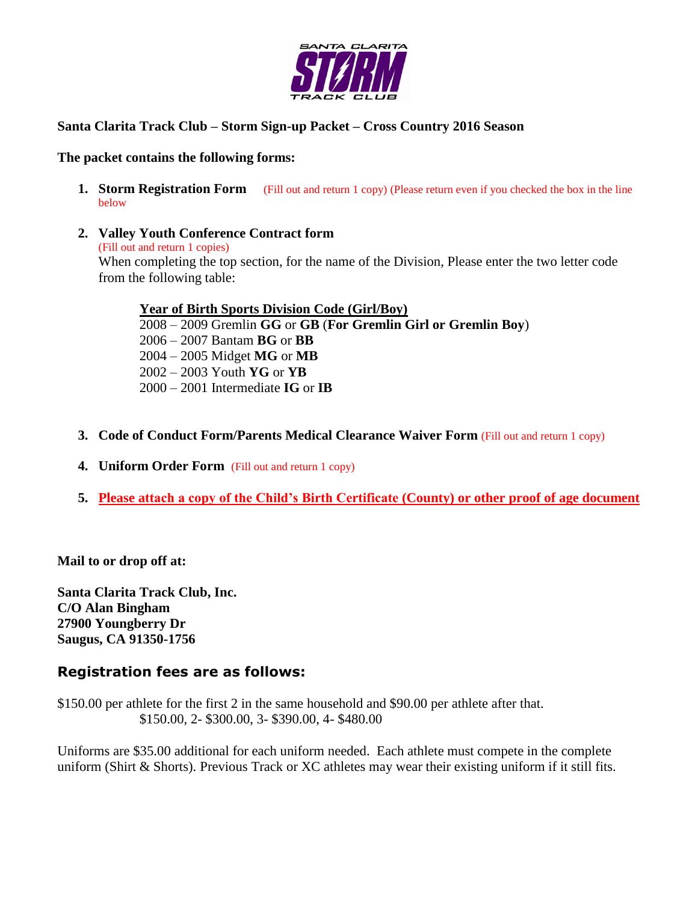**Santa Clarita Track Club – Storm Sign-up Packet – Cross Country 2016 Season**

**The packet contains the following forms:**

1. **Storm Registration Form** (Fill out and return 1 copy) (Please return even if you checked the box in the line below
2. **Valley Youth Conference Contract form**
   (Fill out and return 1 copies)
   When completing the top section, for the name of the Division, Please enter the two letter code from the following table:

   **Year of Birth Sports Division Code (Girl/Boy)**
   2008 – 2009 Gremlin **GG** or **GB** (**For Gremlin Girl or Gremlin Boy**)
   2006 – 2007 Bantam **BG** or **BB**
   2004 – 2005 Midget **MG** or **MB**
   2002 – 2003 Youth **YG** or **YB**
   2000 – 2001 Intermediate **IG** or **IB**

3. **Code of Conduct Form/Parents Medical Clearance Waiver Form** (Fill out and return 1 copy)
4. **Uniform Order Form** (Fill out and return 1 copy)
5. **Please attach a copy of the Child's Birth Certificate (County) or other proof of age document**

**Mail to or drop off at:**

**Santa Clarita Track Club, Inc.**
**C/O Alan Bingham**
**27900 Youngberry Dr**
**Saugus, CA 91350-1756**

## Registration fees are as follows:

$150.00 per athlete for the first 2 in the same household and $90.00 per athlete after that.
$150.00, 2- $300.00, 3- $390.00, 4- $480.00

Uniforms are $35.00 additional for each uniform needed. Each athlete must compete in the complete uniform (Shirt & Shorts). Previous Track or XC athletes may wear their existing uniform if it still fits.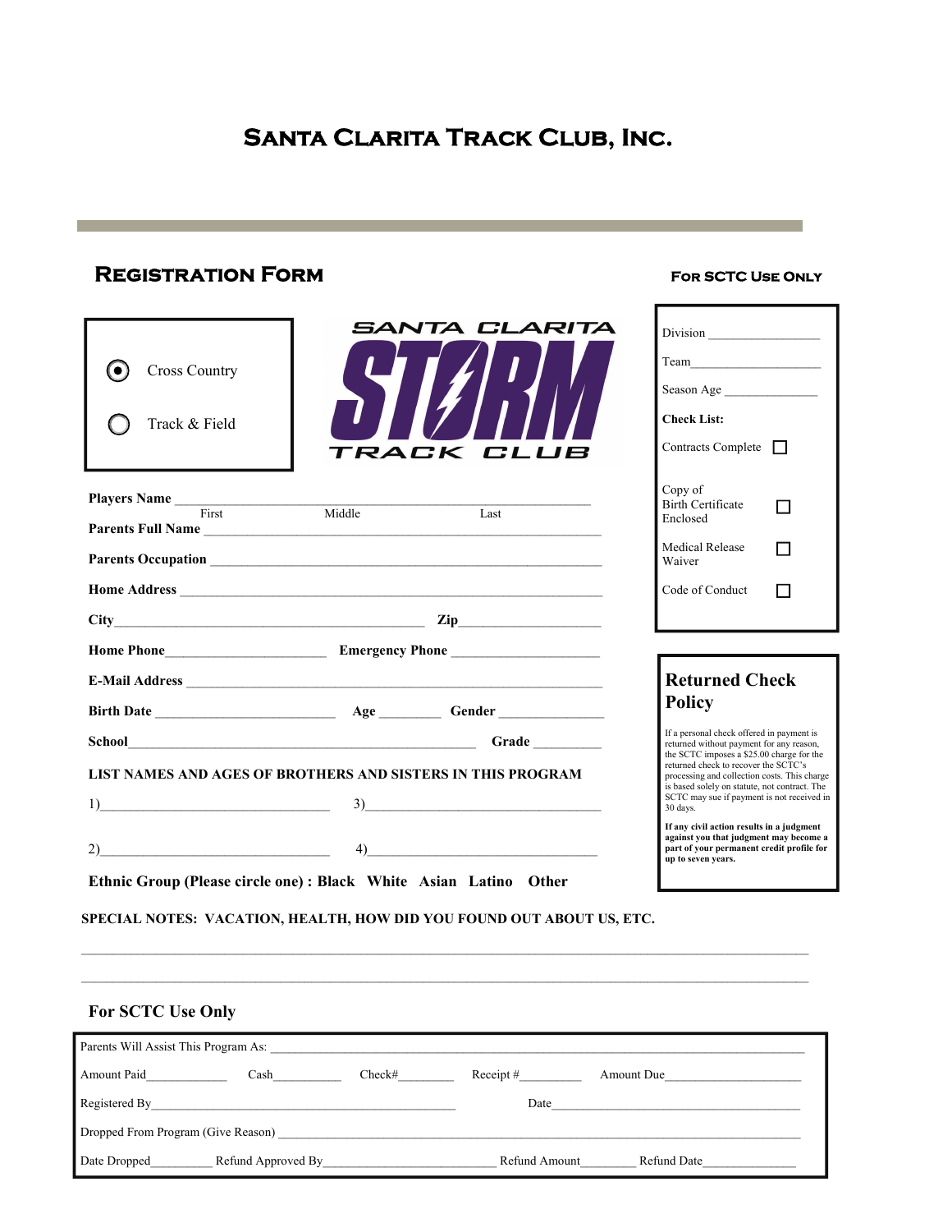# Santa Clarita Track Club, Inc.

## Registration Form

**For SCTC Use Only**

- ◉ Cross Country
- ○ Track & Field

SANTA CLARITA STORM TRACK CLUB

Division _________________

Team____________________

Season Age ______________

**Check List:**

- Contracts Complete ☐
- Copy of Birth Certificate Enclosed ☐
- Medical Release Waiver ☐
- Code of Conduct ☐

**Players Name** ___________________________________________________________
First Middle Last

**Parents Full Name** ______________________________________________________

**Parents Occupation** _____________________________________________________

**Home Address** __________________________________________________________

**City**____________________________________________ **Zip**____________________

**Home Phone**______________________ **Emergency Phone** ____________________

**E-Mail Address** _________________________________________________________

**Birth Date** _________________________ **Age** ________ **Gender** ______________

**School**_________________________________________________ **Grade** _________

**LIST NAMES AND AGES OF BROTHERS AND SISTERS IN THIS PROGRAM**

1)________________________________ 3)__________________________________

2)________________________________ 4)_________________________________

**Ethnic Group (Please circle one) : Black White Asian Latino Other**

### Returned Check Policy

If a personal check offered in payment is returned without payment for any reason, the SCTC imposes a $25.00 charge for the returned check to recover the SCTC's processing and collection costs. This charge is based solely on statute, not contract. The SCTC may sue if payment is not received in 30 days.

**If any civil action results in a judgment against you that judgment may become a part of your permanent credit profile for up to seven years.**

**SPECIAL NOTES: VACATION, HEALTH, HOW DID YOU FOUND OUT ABOUT US, ETC.**

_____________________________________________________________________________________

_____________________________________________________________________________________

### For SCTC Use Only

Parents Will Assist This Program As: ___________________________________________________________

Amount Paid____________ Cash__________ Check#________ Receipt #_________ Amount Due_____________________

Registered By_______________________________________________ Date_______________________________________

Dropped From Program (Give Reason) ____________________________________________________________________

Date Dropped_________ Refund Approved By__________________________ Refund Amount________ Refund Date______________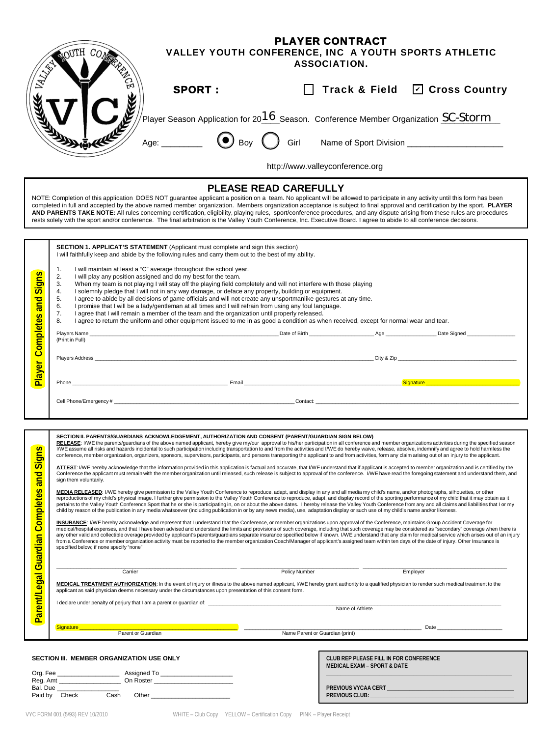# PLAYER CONTRACT

## VALLEY YOUTH CONFERENCE, INC A YOUTH SPORTS ATHLETIC ASSOCIATION.

**SPORT :** ☐ **Track & Field** ☑ **Cross Country**

Player Season Application for 2016 Season. Conference Member Organization SC-Storm

Age: ________ ◉ Boy ○ Girl Name of Sport Division ____________________

http://www.valleyconference.org

## PLEASE READ CAREFULLY

NOTE: Completion of this application DOES NOT guarantee applicant a position on a team. No applicant will be allowed to participate in any activity until this form has been completed in full and accepted by the above named member organization. Members organization acceptance is subject to final approval and certification by the sport. **PLAYER AND PARENTS TAKE NOTE:** All rules concerning certification, eligibility, playing rules, sport/conference procedures, and any dispute arising from these rules are procedures rests solely with the sport and/or conference. The final arbitration is the Valley Youth Conference, Inc. Executive Board. I agree to abide to all conference decisions.

---

**Player Completes and Signs**

**SECTION 1. APPLICANT'S STATEMENT** (Applicant must complete and sign this section)
I will faithfully keep and abide by the following rules and carry them out to the best of my ability.

1. I will maintain at least a "C" average throughout the school year.
2. I will play any position assigned and do my best for the team.
3. When my team is not playing I will stay off the playing field completely and will not interfere with those playing
4. I solemnly pledge that I will not in any way damage, or deface any property, building or equipment.
5. I agree to abide by all decisions of game officials and will not create any unsportmanlike gestures at any time.
6. I promise that I will be a lady/gentleman at all times and I will refrain from using any foul language.
7. I agree that I will remain a member of the team and the organization until properly released.
8. I agree to return the uniform and other equipment issued to me in as good a condition as when received, except for normal wear and tear.

Players Name ______________________ Date of Birth ____________ Age ________ Date Signed ________
(Print in Full)

Players Address ________________________________________ City & Zip ____________________

Phone ____________________ Email ____________________ Signature ____________________

Cell Phone/Emergency # ______________________________ Contact: ______________________________

---

**Parent/Legal Guardian Completes and Signs**

**SECTION II. PARENTS/GUARDIANS ACKNOWLEDGEMENT, AUTHORIZATION AND CONSENT (PARENT/GUARDIAN SIGN BELOW)**

**RELEASE**: I/WE the parents/guardians of the above named applicant, hereby give my/our approval to his/her participation in all conference and member organizations activities during the specified season I/WE assume all risks and hazards incidental to such participation including transportation to and from the activities and I/WE do hereby waive, release, absolve, indemnify and agree to hold harmless the conference, member organization, organizers, sponsors, supervisors, participants, and persons transporting the applicant to and from activities, form any claim arising out of an injury to the applicant.

**ATTEST**: I/WE hereby acknowledge that the information provided in this application is factual and accurate, that I/WE understand that if applicant is accepted to member organization and is certified by the Conference the applicant must remain with the member organization until released, such release is subject to approval of the conference. I/WE have read the foregoing statement and understand them, and sign them voluntarily.

**MEDIA RELEASED**: I/WE hereby give permission to the Valley Youth Conference to reproduce, adapt, and display in any and all media my child's name, and/or photographs, silhouettes, or other reproductions of my child's physical image. I further give permission to the Valley Youth Conference to reproduce, adapt, and display record of the sporting performance of my child that it may obtain as it pertains to the Valley Youth Conference Sport that he or she is participating in, on or about the above dates. I hereby release the Valley Youth Conference from any and all claims and liabilities that I or my child be by reason of the publication in any media whatsoever (including publication in or by any news media), use, adaptation display or such use of my child's name and/or likeness.

**INSURANCE**: I/WE hereby acknowledge and represent that I understand that the Conference, or member organizations upon approval of the Conference, maintains Group Accident Coverage for medical/hospital expenses, and that I have been advised and understand the limits and provisions of such coverage, including that such coverage may be considered as "secondary" coverage when there is any other valid and collectible overage provided by applicant's parents/guardians separate insurance specified below if known. I/WE understand that any claim for medical service which arises out of an injury from a Conference or member organization activity must be reported to the member organization Coach/Manager of applicant's assigned team within ten days of the date of injury. Other Insurance is specified below; if none specify "none"

____________________ ____________________ ____________________
Carrier Policy Number Employer

**MEDICAL TREATMENT AUTHORIZATION**: In the event of injury or illness to the above named applicant, I/WE hereby grant authority to a qualified physician to render such medical treatment to the applicant as said physician deems necessary under the circumstances upon presentation of this consent form.

I declare under penalty of perjury that I am a parent or guardian of: ______________________________
Name of Athlete

Signature ____________________ ____________________ Date ____________
Parent or Guardian Name Parent or Guardian (print)

---

**SECTION III. MEMBER ORGANIZATION USE ONLY**

Org. Fee ____________ Assigned To ____________
Reg. Amt ____________ On Roster ____________
Bal. Due ____________
Paid by Check Cash Other ____________

**CLUB REP PLEASE FILL IN FOR CONFERENCE**
**MEDICAL EXAM – SPORT & DATE**
______________________________

**PREVIOUS VYCAA CERT** ____________________
**PREVIOUS CLUB:** ____________________

VYC FORM 001 (5/93) REV 10/2010 WHITE – Club Copy YELLOW – Certification Copy PINK – Player Receipt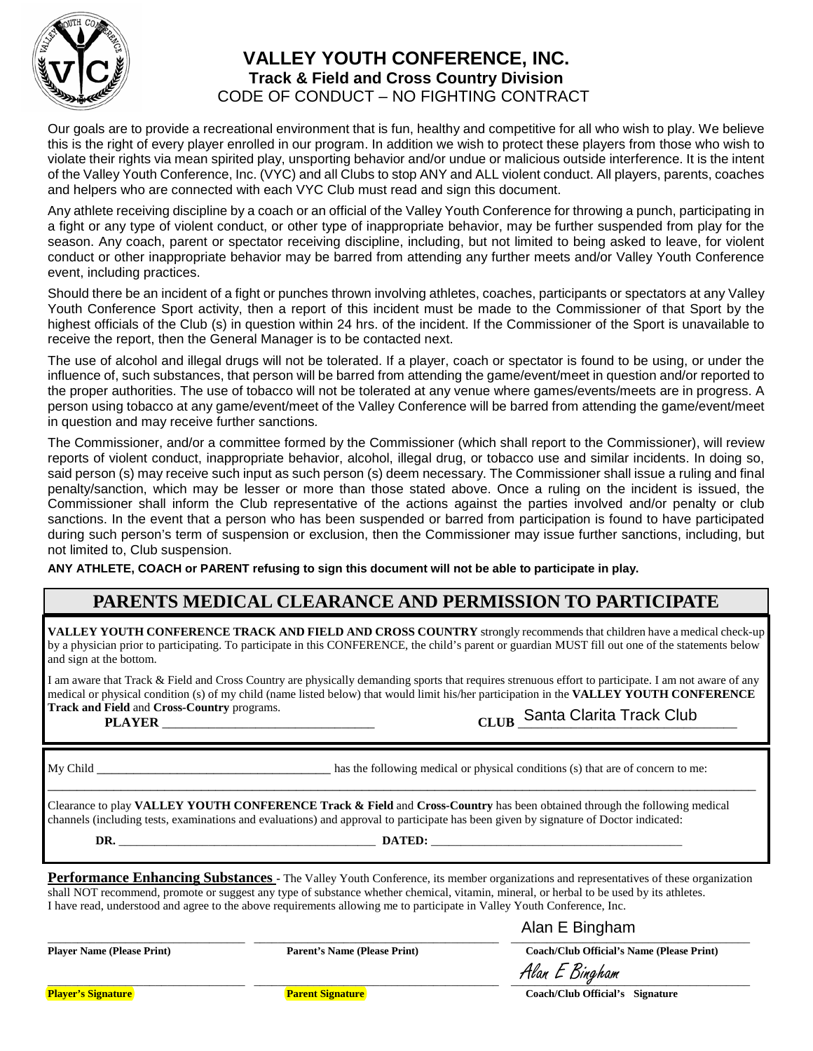# VALLEY YOUTH CONFERENCE, INC.

## Track & Field and Cross Country Division

CODE OF CONDUCT – NO FIGHTING CONTRACT

Our goals are to provide a recreational environment that is fun, healthy and competitive for all who wish to play. We believe this is the right of every player enrolled in our program. In addition we wish to protect these players from those who wish to violate their rights via mean spirited play, unsporting behavior and/or undue or malicious outside interference. It is the intent of the Valley Youth Conference, Inc. (VYC) and all Clubs to stop ANY and ALL violent conduct. All players, parents, coaches and helpers who are connected with each VYC Club must read and sign this document.

Any athlete receiving discipline by a coach or an official of the Valley Youth Conference for throwing a punch, participating in a fight or any type of violent conduct, or other type of inappropriate behavior, may be further suspended from play for the season. Any coach, parent or spectator receiving discipline, including, but not limited to being asked to leave, for violent conduct or other inappropriate behavior may be barred from attending any further meets and/or Valley Youth Conference event, including practices.

Should there be an incident of a fight or punches thrown involving athletes, coaches, participants or spectators at any Valley Youth Conference Sport activity, then a report of this incident must be made to the Commissioner of that Sport by the highest officials of the Club (s) in question within 24 hrs. of the incident. If the Commissioner of the Sport is unavailable to receive the report, then the General Manager is to be contacted next.

The use of alcohol and illegal drugs will not be tolerated. If a player, coach or spectator is found to be using, or under the influence of, such substances, that person will be barred from attending the game/event/meet in question and/or reported to the proper authorities. The use of tobacco will not be tolerated at any venue where games/events/meets are in progress. A person using tobacco at any game/event/meet of the Valley Conference will be barred from attending the game/event/meet in question and may receive further sanctions.

The Commissioner, and/or a committee formed by the Commissioner (which shall report to the Commissioner), will review reports of violent conduct, inappropriate behavior, alcohol, illegal drug, or tobacco use and similar incidents. In doing so, said person (s) may receive such input as such person (s) deem necessary. The Commissioner shall issue a ruling and final penalty/sanction, which may be lesser or more than those stated above. Once a ruling on the incident is issued, the Commissioner shall inform the Club representative of the actions against the parties involved and/or penalty or club sanctions. In the event that a person who has been suspended or barred from participation is found to have participated during such person's term of suspension or exclusion, then the Commissioner may issue further sanctions, including, but not limited to, Club suspension.

**ANY ATHLETE, COACH or PARENT refusing to sign this document will not be able to participate in play.**

## PARENTS MEDICAL CLEARANCE AND PERMISSION TO PARTICIPATE

**VALLEY YOUTH CONFERENCE TRACK AND FIELD AND CROSS COUNTRY** strongly recommends that children have a medical check-up by a physician prior to participating. To participate in this CONFERENCE, the child's parent or guardian MUST fill out one of the statements below and sign at the bottom.

I am aware that Track & Field and Cross Country are physically demanding sports that requires strenuous effort to participate. I am not aware of any medical or physical condition (s) of my child (name listed below) that would limit his/her participation in the **VALLEY YOUTH CONFERENCE Track and Field** and **Cross-Country** programs.

**PLAYER** ______________________________ **CLUB** Santa Clarita Track Club

My Child ______________________________ has the following medical or physical conditions (s) that are of concern to me:

______________________________________________________________________________

Clearance to play **VALLEY YOUTH CONFERENCE Track & Field** and **Cross-Country** has been obtained through the following medical channels (including tests, examinations and evaluations) and approval to participate has been given by signature of Doctor indicated:

**DR.** ______________________________ **DATED:** ______________________________

**Performance Enhancing Substances** - The Valley Youth Conference, its member organizations and representatives of these organization shall NOT recommend, promote or suggest any type of substance whether chemical, vitamin, mineral, or herbal to be used by its athletes.
I have read, understood and agree to the above requirements allowing me to participate in Valley Youth Conference, Inc.

| | | Alan E Bingham |
|---|---|---|
| **Player Name (Please Print)** | **Parent's Name (Please Print)** | **Coach/Club Official's Name (Please Print)** |
| | | Alan E Bingham |
| **Player's Signature** | **Parent Signature** | **Coach/Club Official's Signature** |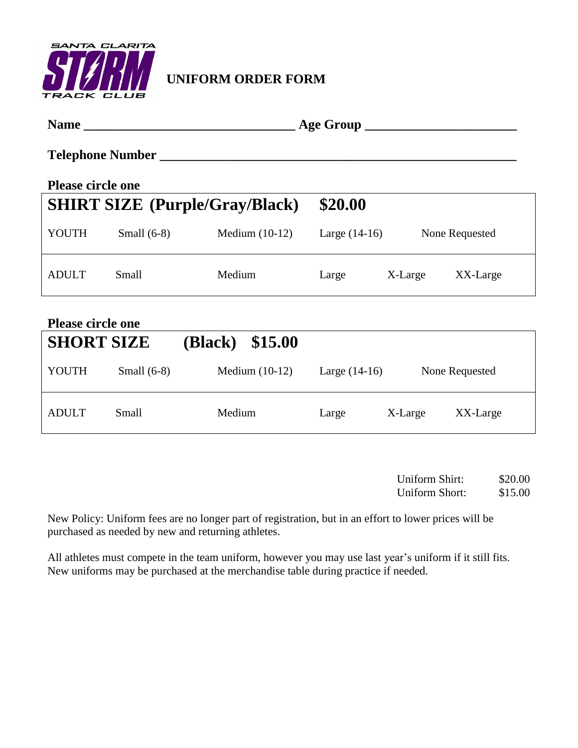SANTA CLARITA STORM TRACK CLUB

# UNIFORM ORDER FORM

**Name** ________________________________ **Age Group** _______________________

**Telephone Number** _______________________________________________________

**Please circle one**

| **SHIRT SIZE (Purple/Gray/Black)** | | | **$20.00** | | |
|---|---|---|---|---|---|
| YOUTH | Small (6-8) | Medium (10-12) | Large (14-16) | None Requested | |
| ADULT | Small | Medium | Large | X-Large | XX-Large |

**Please circle one**

| **SHORT SIZE** | **(Black) $15.00** | | | | |
|---|---|---|---|---|---|
| YOUTH | Small (6-8) | Medium (10-12) | Large (14-16) | None Requested | |
| ADULT | Small | Medium | Large | X-Large | XX-Large |

Uniform Shirt: $20.00
Uniform Short: $15.00

New Policy: Uniform fees are no longer part of registration, but in an effort to lower prices will be purchased as needed by new and returning athletes.

All athletes must compete in the team uniform, however you may use last year's uniform if it still fits. New uniforms may be purchased at the merchandise table during practice if needed.